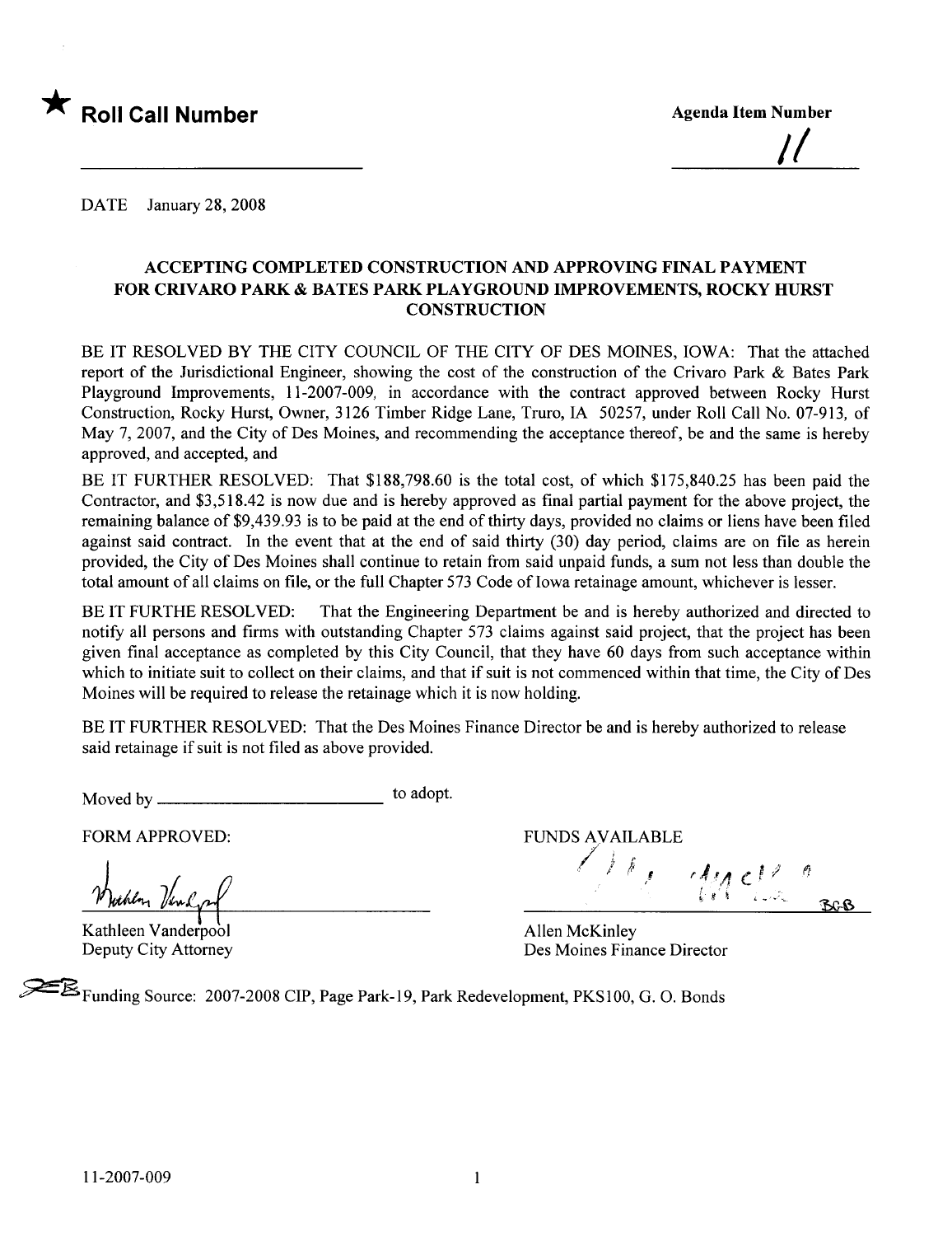★ **Roll Call Number**

**Agenda Item Number**

11

DATE January 28, 2008

## ACCEPTING COMPLETED CONSTRUCTION AND APPROVING FINAL PAYMENT FOR CRIVARO PARK & BATES PARK PLAYGROUND IMPROVEMENTS, ROCKY HURST CONSTRUCTION

BE IT RESOLVED BY THE CITY COUNCIL OF THE CITY OF DES MOINES, IOWA: That the attached report of the Jurisdictional Engineer, showing the cost of the construction of the Crivaro Park & Bates Park Playground Improvements, 11-2007-009, in accordance with the contract approved between Rocky Hurst Construction, Rocky Hurst, Owner, 3126 Timber Ridge Lane, Truro, IA 50257, under Roll Call No. 07-913, of May 7, 2007, and the City of Des Moines, and recommending the acceptance thereof, be and the same is hereby approved, and accepted, and

BE IT FURTHER RESOLVED: That $188,798.60 is the total cost, of which $175,840.25 has been paid the Contractor, and $3,518.42 is now due and is hereby approved as final partial payment for the above project, the remaining balance of $9,439.93 is to be paid at the end of thirty days, provided no claims or liens have been filed against said contract. In the event that at the end of said thirty (30) day period, claims are on file as herein provided, the City of Des Moines shall continue to retain from said unpaid funds, a sum not less than double the total amount of all claims on file, or the full Chapter 573 Code of Iowa retainage amount, whichever is lesser.

BE IT FURTHE RESOLVED: That the Engineering Department be and is hereby authorized and directed to notify all persons and firms with outstanding Chapter 573 claims against said project, that the project has been given final acceptance as completed by this City Council, that they have 60 days from such acceptance within which to initiate suit to collect on their claims, and that if suit is not commenced within that time, the City of Des Moines will be required to release the retainage which it is now holding.

BE IT FURTHER RESOLVED: That the Des Moines Finance Director be and is hereby authorized to release said retainage if suit is not filed as above provided.

Moved by ________________________ to adopt.

FORM APPROVED:

Kathleen Vanderpool
Deputy City Attorney

FUNDS AVAILABLE

Allen McKinley
Des Moines Finance Director

Funding Source: 2007-2008 CIP, Page Park-19, Park Redevelopment, PKS100, G. O. Bonds

11-2007-009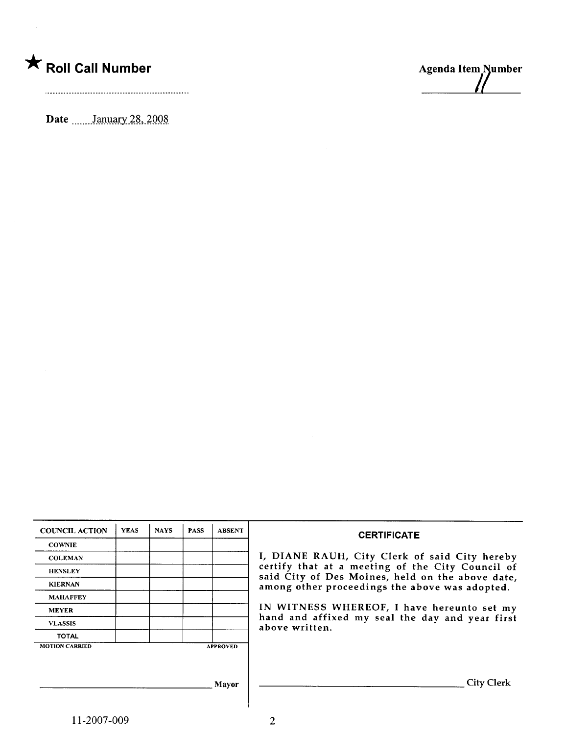★ **Roll Call Number**

..............................................................

**Agenda Item Number**

11

**Date** January 28, 2008

| COUNCIL ACTION | YEAS | NAYS | PASS | ABSENT |
|---|---|---|---|---|
| COWNIE | | | | |
| COLEMAN | | | | |
| HENSLEY | | | | |
| KIERNAN | | | | |
| MAHAFFEY | | | | |
| MEYER | | | | |
| VLASSIS | | | | |
| TOTAL | | | | |

MOTION CARRIED APPROVED

_________________________________ Mayor

**CERTIFICATE**

I, DIANE RAUH, City Clerk of said City hereby certify that at a meeting of the City Council of said City of Des Moines, held on the above date, among other proceedings the above was adopted.

IN WITNESS WHEREOF, I have hereunto set my hand and affixed my seal the day and year first above written.

_________________________________ City Clerk

11-2007-009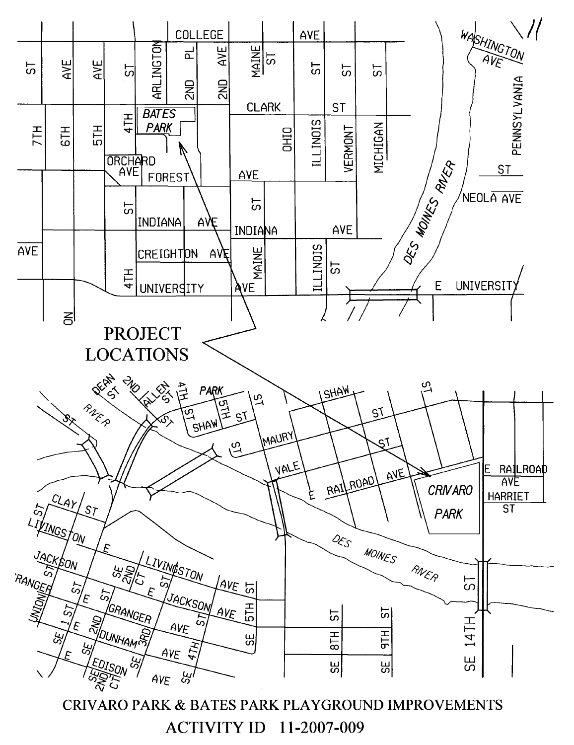PROJECT LOCATIONS

CRIVARO PARK & BATES PARK PLAYGROUND IMPROVEMENTS

ACTIVITY ID 11-2007-009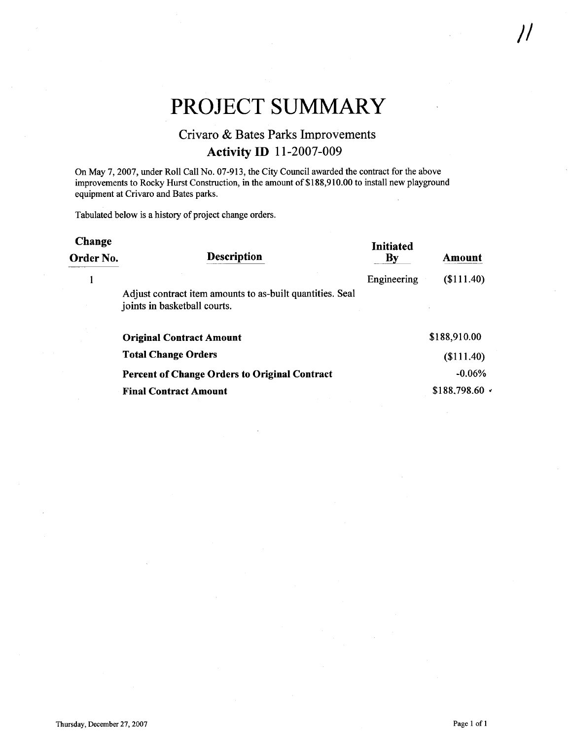# PROJECT SUMMARY

## Crivaro & Bates Parks Improvements

### Activity ID 11-2007-009

On May 7, 2007, under Roll Call No. 07-913, the City Council awarded the contract for the above improvements to Rocky Hurst Construction, in the amount of $188,910.00 to install new playground equipment at Crivaro and Bates parks.

Tabulated below is a history of project change orders.

| Change Order No. | Description | Initiated By | Amount |
|---|---|---|---|
| 1 | Adjust contract item amounts to as-built quantities. Seal joints in basketball courts. | Engineering | ($111.40) |
| | **Original Contract Amount** | | $188,910.00 |
| | **Total Change Orders** | | ($111.40) |
| | **Percent of Change Orders to Original Contract** | | -0.06% |
| | **Final Contract Amount** | | $188,798.60 |

Thursday, December 27, 2007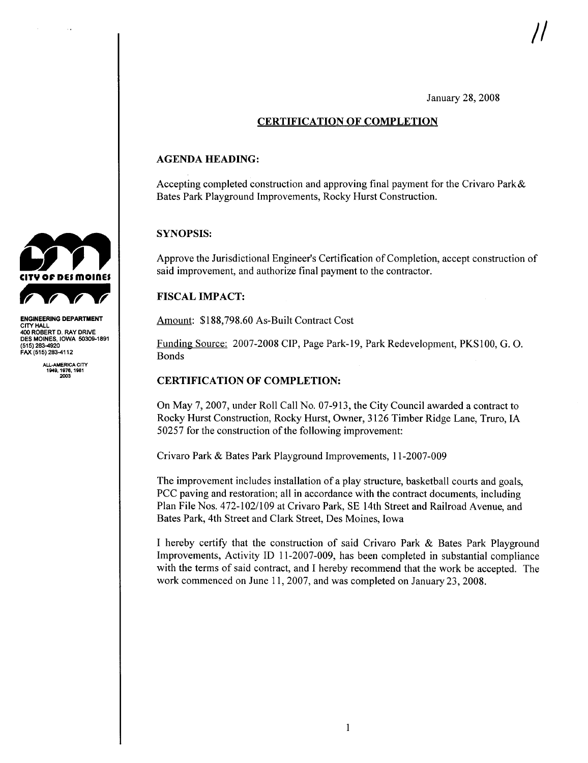//

January 28, 2008

## CERTIFICATION OF COMPLETION

### AGENDA HEADING:

Accepting completed construction and approving final payment for the Crivaro Park & Bates Park Playground Improvements, Rocky Hurst Construction.

### SYNOPSIS:

Approve the Jurisdictional Engineer's Certification of Completion, accept construction of said improvement, and authorize final payment to the contractor.

### FISCAL IMPACT:

Amount: $188,798.60 As-Built Contract Cost

Funding Source: 2007-2008 CIP, Page Park-19, Park Redevelopment, PKS100, G. O. Bonds

### CERTIFICATION OF COMPLETION:

On May 7, 2007, under Roll Call No. 07-913, the City Council awarded a contract to Rocky Hurst Construction, Rocky Hurst, Owner, 3126 Timber Ridge Lane, Truro, IA 50257 for the construction of the following improvement:

Crivaro Park & Bates Park Playground Improvements, 11-2007-009

The improvement includes installation of a play structure, basketball courts and goals, PCC paving and restoration; all in accordance with the contract documents, including Plan File Nos. 472-102/109 at Crivaro Park, SE 14th Street and Railroad Avenue, and Bates Park, 4th Street and Clark Street, Des Moines, Iowa

I hereby certify that the construction of said Crivaro Park & Bates Park Playground Improvements, Activity ID 11-2007-009, has been completed in substantial compliance with the terms of said contract, and I hereby recommend that the work be accepted. The work commenced on June 11, 2007, and was completed on January 23, 2008.

**CITY OF DES MOINES**

**ENGINEERING DEPARTMENT**
CITY HALL
400 ROBERT D. RAY DRIVE
DES MOINES, IOWA 50309-1891
(515) 283-4920
FAX (515) 283-4112

ALL-AMERICA CITY
1949, 1976, 1981
2003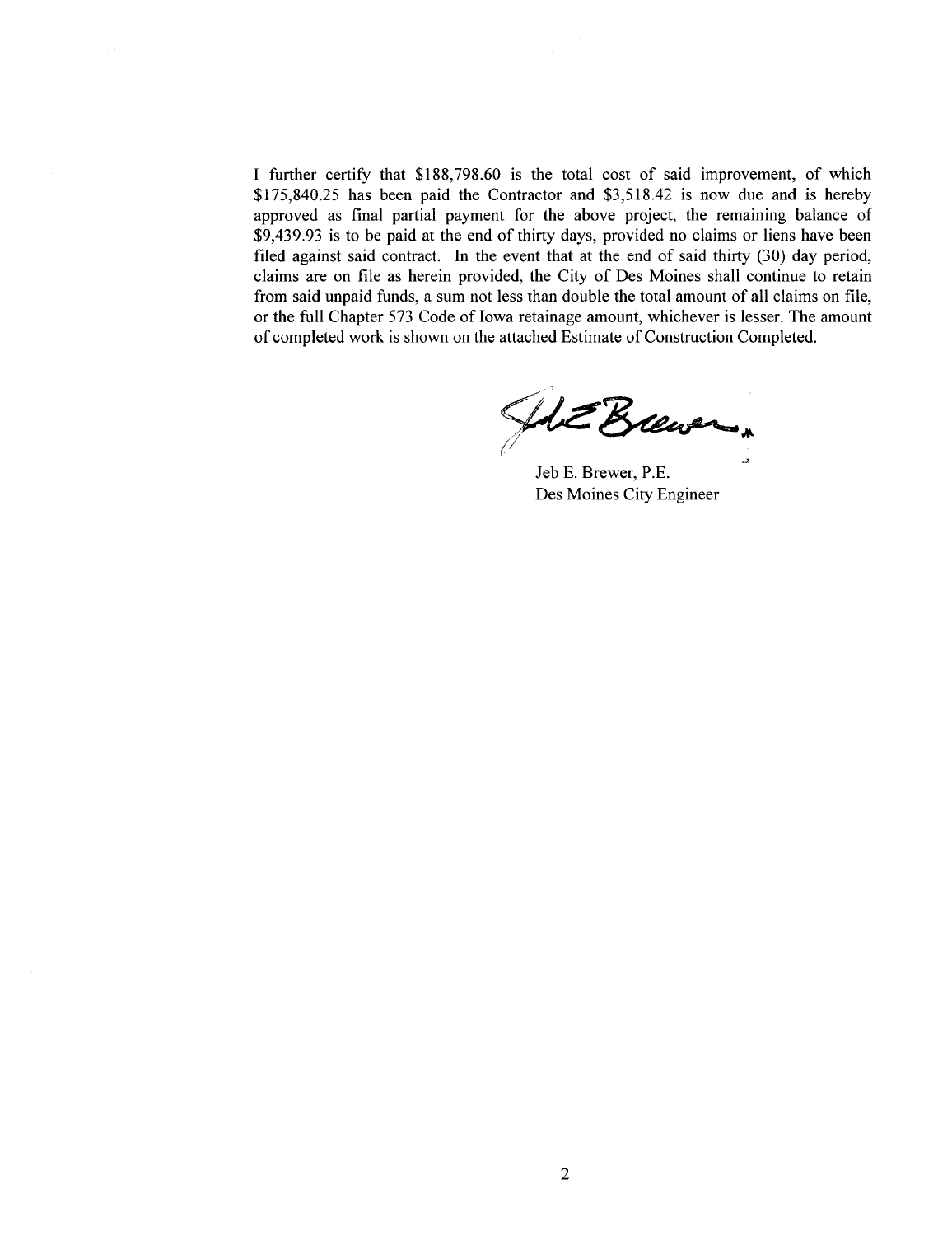I further certify that $188,798.60 is the total cost of said improvement, of which $175,840.25 has been paid the Contractor and $3,518.42 is now due and is hereby approved as final partial payment for the above project, the remaining balance of $9,439.93 is to be paid at the end of thirty days, provided no claims or liens have been filed against said contract. In the event that at the end of said thirty (30) day period, claims are on file as herein provided, the City of Des Moines shall continue to retain from said unpaid funds, a sum not less than double the total amount of all claims on file, or the full Chapter 573 Code of Iowa retainage amount, whichever is lesser. The amount of completed work is shown on the attached Estimate of Construction Completed.

Jeb E. Brewer, P.E.
Des Moines City Engineer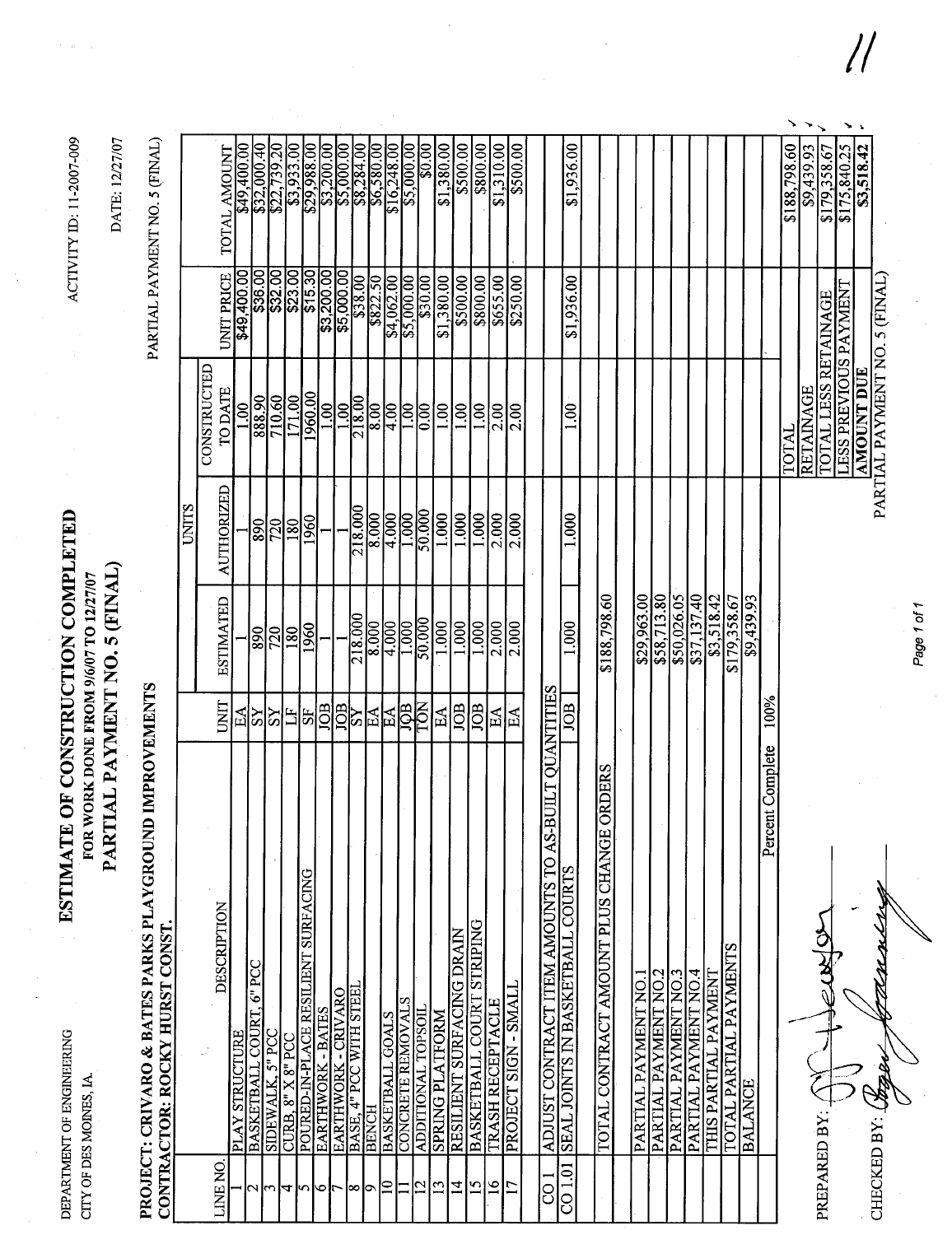DEPARTMENT OF ENGINEERING
CITY OF DES MOINES, IA.

ACTIVITY ID: 11-2007-009

# ESTIMATE OF CONSTRUCTION COMPLETED

FOR WORK DONE FROM 9/6/07 TO 12/27/07

## PARTIAL PAYMENT NO. 5 (FINAL)

DATE: 12/27/07

**PROJECT: CRIVARO & BATES PARKS PLAYGROUND IMPROVEMENTS**
**CONTRACTOR: ROCKY HURST CONST.**

PARTIAL PAYMENT NO. 5 (FINAL)

| LINE NO. | DESCRIPTION | UNIT | UNITS ESTIMATED | UNITS AUTHORIZED | CONSTRUCTED TO DATE | UNIT PRICE | TOTAL AMOUNT |
|---|---|---|---|---|---|---|---|
| 1 | PLAY STRUCTURE | EA | 1 | 1 | 1.00 | $49,400.00 | $49,400.00 |
| 2 | BASKETBALL COURT, 6" PCC | SY | 890 | 890 | 888.90 | $36.00 | $32,000.40 |
| 3 | SIDEWALK, 5" PCC | SY | 720 | 720 | 710.60 | $32.00 | $22,739.20 |
| 4 | CURB, 8" X 8" PCC | LF | 180 | 180 | 171.00 | $23.00 | $3,933.00 |
| 5 | POURED-IN-PLACE RESILIENT SURFACING | SF | 1960 | 1960 | 1960.00 | $15.30 | $29,988.00 |
| 6 | EARTHWORK - BATES | JOB | 1 | 1 | 1.00 | $3,200.00 | $3,200.00 |
| 7 | EARTHWORK - CRIVARO | JOB | 1 | 1 | 1.00 | $5,000.00 | $5,000.00 |
| 8 | BASE, 4" PCC WITH STEEL | SY | 218.000 | 218.000 | 218.00 | $38.00 | $8,284.00 |
| 9 | BENCH | EA | 8.000 | 8.000 | 8.00 | $822.50 | $6,580.00 |
| 10 | BASKETBALL GOALS | EA | 4.000 | 4.000 | 4.00 | $4,062.00 | $16,248.00 |
| 11 | CONCRETE REMOVALS | JOB | 1.000 | 1.000 | 1.00 | $5,000.00 | $5,000.00 |
| 12 | ADDITIONAL TOPSOIL | TON | 50.000 | 50.000 | 0.00 | $30.00 | $0.00 |
| 13 | SPRING PLATFORM | EA | 1.000 | 1.000 | 1.00 | $1,380.00 | $1,380.00 |
| 14 | RESILIENT SURFACING DRAIN | JOB | 1.000 | 1.000 | 1.00 | $500.00 | $500.00 |
| 15 | BASKETBALL COURT STRIPING | JOB | 1.000 | 1.000 | 1.00 | $800.00 | $800.00 |
| 16 | TRASH RECEPTACLE | EA | 2.000 | 2.000 | 2.00 | $655.00 | $1,310.00 |
| 17 | PROJECT SIGN - SMALL | EA | 2.000 | 2.000 | 2.00 | $250.00 | $500.00 |
| CO 1 | ADJUST CONTRACT ITEM AMOUNTS TO AS-BUILT QUANTITIES | | | | | | |
| CO 1.01 | SEAL JOINTS IN BASKETBALL COURTS | JOB | 1.000 | 1.000 | 1.00 | $1,936.00 | $1,936.00 |
| | TOTAL CONTRACT AMOUNT PLUS CHANGE ORDERS | | $188,798.60 | | | | |
| | PARTIAL PAYMENT NO.1 | | $29,963.00 | | | | |
| | PARTIAL PAYMENT NO.2 | | $58,713.80 | | | | |
| | PARTIAL PAYMENT NO.3 | | $50,026.05 | | | | |
| | PARTIAL PAYMENT NO.4 | | $37,137.40 | | | | |
| | THIS PARTIAL PAYMENT | | $3,518.42 | | | | |
| | TOTAL PARTIAL PAYMENTS | | $179,358.67 | | | | |
| | BALANCE | | $9,439.93 | | | | |
| | Percent Complete 100% | | | | | | |

| | |
|---|---|
| TOTAL | $188,798.60 |
| RETAINAGE | $9,439.93 |
| TOTAL LESS RETAINAGE | $179,358.67 |
| LESS PREVIOUS PAYMENT | $175,840.25 |
| **AMOUNT DUE** | **$3,518.42** |

PARTIAL PAYMENT NO. 5 (FINAL)

PREPARED BY: [signature]

CHECKED BY: [signature]